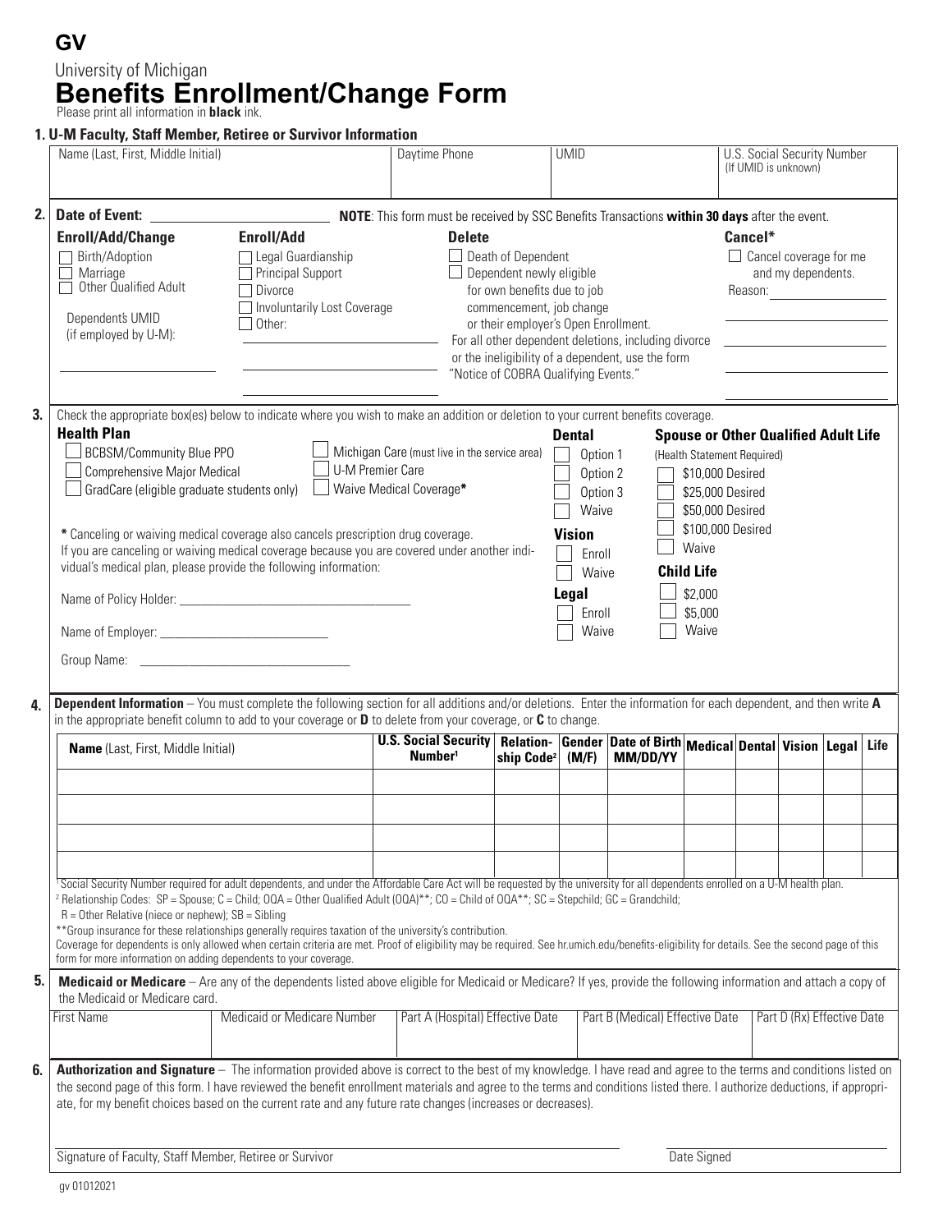**GV**

University of Michigan

# Benefits Enrollment/Change Form

Please print all information in **black** ink.

### 1. U-M Faculty, Staff Member, Retiree or Survivor Information

| Name (Last, First, Middle Initial) | Daytime Phone | UMID | U.S. Social Security Number (If UMID is unknown) |
|---|---|---|---|
| | | | |

### 2. Date of Event: ______________

**NOTE**: This form must be received by SSC Benefits Transactions **within 30 days** after the event.

**Enroll/Add/Change**
- ☐ Birth/Adoption
- ☐ Marriage
- ☐ Other Qualified Adult

Dependent's UMID (if employed by U-M): ______________

**Enroll/Add**
- ☐ Legal Guardianship
- ☐ Principal Support
- ☐ Divorce
- ☐ Involuntarily Lost Coverage
- ☐ Other: ______________

**Delete**
- ☐ Death of Dependent
- ☐ Dependent newly eligible for own benefits due to job commencement, job change or their employer's Open Enrollment.

For all other dependent deletions, including divorce or the ineligibility of a dependent, use the form "Notice of COBRA Qualifying Events."

**Cancel***
- ☐ Cancel coverage for me and my dependents.

Reason: ______________

### 3.

Check the appropriate box(es) below to indicate where you wish to make an addition or deletion to your current benefits coverage.

**Health Plan**
- ☐ BCBSM/Community Blue PPO
- ☐ Comprehensive Major Medical
- ☐ GradCare (eligible graduate students only)
- ☐ Michigan Care (must live in the service area)
- ☐ U-M Premier Care
- ☐ Waive Medical Coverage*

**Dental**
- ☐ Option 1
- ☐ Option 2
- ☐ Option 3
- ☐ Waive

**Vision**
- ☐ Enroll
- ☐ Waive

**Legal**
- ☐ Enroll
- ☐ Waive

**Spouse or Other Qualified Adult Life** (Health Statement Required)
- ☐ $10,000 Desired
- ☐ $25,000 Desired
- ☐ $50,000 Desired
- ☐ $100,000 Desired
- ☐ Waive

**Child Life**
- ☐ $2,000
- ☐ $5,000
- ☐ Waive

\* Canceling or waiving medical coverage also cancels prescription drug coverage.
If you are canceling or waiving medical coverage because you are covered under another individual's medical plan, please provide the following information:

Name of Policy Holder: ______________

Name of Employer: ______________

Group Name: ______________

### 4.

**Dependent Information** – You must complete the following section for all additions and/or deletions. Enter the information for each dependent, and then write **A** in the appropriate benefit column to add to your coverage or **D** to delete from your coverage, or **C** to change.

| **Name** (Last, First, Middle Initial) | **U.S. Social Security Number**[1] | **Relationship Code**[2] | **Gender (M/F)** | **Date of Birth MM/DD/YY** | **Medical** | **Dental** | **Vision** | **Legal** | **Life** |
|---|---|---|---|---|---|---|---|---|---|
| | | | | | | | | | |
| | | | | | | | | | |
| | | | | | | | | | |
| | | | | | | | | | |

[1] Social Security Number required for adult dependents, and under the Affordable Care Act will be requested by the university for all dependents enrolled on a U-M health plan.

[2] Relationship Codes: SP = Spouse; C = Child; OQA = Other Qualified Adult (OQA)**; CO = Child of OQA**; SC = Stepchild; GC = Grandchild; R = Other Relative (niece or nephew); SB = Sibling

**Group insurance for these relationships generally requires taxation of the university's contribution.

Coverage for dependents is only allowed when certain criteria are met. Proof of eligibility may be required. See hr.umich.edu/benefits-eligibility for details. See the second page of this form for more information on adding dependents to your coverage.

### 5.

**Medicaid or Medicare** – Are any of the dependents listed above eligible for Medicaid or Medicare? If yes, provide the following information and attach a copy of the Medicaid or Medicare card.

| First Name | Medicaid or Medicare Number | Part A (Hospital) Effective Date | Part B (Medical) Effective Date | Part D (Rx) Effective Date |
|---|---|---|---|---|
| | | | | |

### 6.

**Authorization and Signature** – The information provided above is correct to the best of my knowledge. I have read and agree to the terms and conditions listed on the second page of this form. I have reviewed the benefit enrollment materials and agree to the terms and conditions listed there. I authorize deductions, if appropriate, for my benefit choices based on the current rate and any future rate changes (increases or decreases).

______________________________ Signature of Faculty, Staff Member, Retiree or Survivor

______________ Date Signed

gv 01012021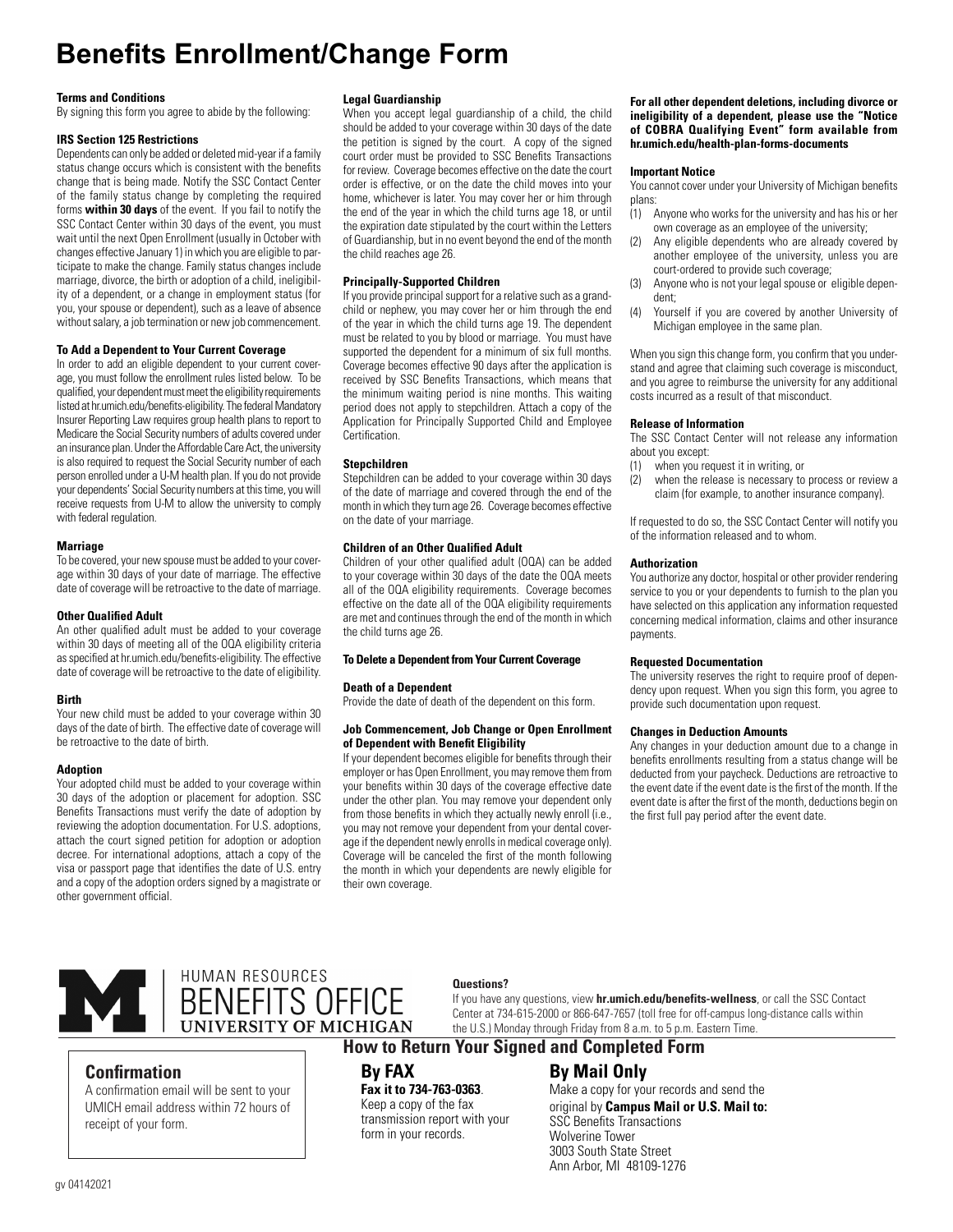# Benefits Enrollment/Change Form

**Terms and Conditions**

By signing this form you agree to abide by the following:

**IRS Section 125 Restrictions**

Dependents can only be added or deleted mid-year if a family status change occurs which is consistent with the benefits change that is being made. Notify the SSC Contact Center of the family status change by completing the required forms **within 30 days** of the event. If you fail to notify the SSC Contact Center within 30 days of the event, you must wait until the next Open Enrollment (usually in October with changes effective January 1) in which you are eligible to participate to make the change. Family status changes include marriage, divorce, the birth or adoption of a child, ineligibility of a dependent, or a change in employment status (for you, your spouse or dependent), such as a leave of absence without salary, a job termination or new job commencement.

**To Add a Dependent to Your Current Coverage**

In order to add an eligible dependent to your current coverage, you must follow the enrollment rules listed below. To be qualified, your dependent must meet the eligibility requirements listed at hr.umich.edu/benefits-eligibility. The federal Mandatory Insurer Reporting Law requires group health plans to report to Medicare the Social Security numbers of adults covered under an insurance plan. Under the Affordable Care Act, the university is also required to request the Social Security number of each person enrolled under a U-M health plan. If you do not provide your dependents' Social Security numbers at this time, you will receive requests from U-M to allow the university to comply with federal regulation.

**Marriage**

To be covered, your new spouse must be added to your coverage within 30 days of your date of marriage. The effective date of coverage will be retroactive to the date of marriage.

**Other Qualified Adult**

An other qualified adult must be added to your coverage within 30 days of meeting all of the OQA eligibility criteria as specified at hr.umich.edu/benefits-eligibility. The effective date of coverage will be retroactive to the date of eligibility.

**Birth**

Your new child must be added to your coverage within 30 days of the date of birth. The effective date of coverage will be retroactive to the date of birth.

**Adoption**

Your adopted child must be added to your coverage within 30 days of the adoption or placement for adoption. SSC Benefits Transactions must verify the date of adoption by reviewing the adoption documentation. For U.S. adoptions, attach the court signed petition for adoption or adoption decree. For international adoptions, attach a copy of the visa or passport page that identifies the date of U.S. entry and a copy of the adoption orders signed by a magistrate or other government official.

**Legal Guardianship**

When you accept legal guardianship of a child, the child should be added to your coverage within 30 days of the date the petition is signed by the court. A copy of the signed court order must be provided to SSC Benefits Transactions for review. Coverage becomes effective on the date the court order is effective, or on the date the child moves into your home, whichever is later. You may cover her or him through the end of the year in which the child turns age 18, or until the expiration date stipulated by the court within the Letters of Guardianship, but in no event beyond the end of the month the child reaches age 26.

**Principally-Supported Children**

If you provide principal support for a relative such as a grandchild or nephew, you may cover her or him through the end of the year in which the child turns age 19. The dependent must be related to you by blood or marriage. You must have supported the dependent for a minimum of six full months. Coverage becomes effective 90 days after the application is received by SSC Benefits Transactions, which means that the minimum waiting period is nine months. This waiting period does not apply to stepchildren. Attach a copy of the Application for Principally Supported Child and Employee Certification.

**Stepchildren**

Stepchildren can be added to your coverage within 30 days of the date of marriage and covered through the end of the month in which they turn age 26. Coverage becomes effective on the date of your marriage.

**Children of an Other Qualified Adult**

Children of your other qualified adult (OQA) can be added to your coverage within 30 days of the date the OQA meets all of the OQA eligibility requirements. Coverage becomes effective on the date all of the OQA eligibility requirements are met and continues through the end of the month in which the child turns age 26.

**To Delete a Dependent from Your Current Coverage**

**Death of a Dependent**

Provide the date of death of the dependent on this form.

**Job Commencement, Job Change or Open Enrollment of Dependent with Benefit Eligibility**

If your dependent becomes eligible for benefits through their employer or has Open Enrollment, you may remove them from your benefits within 30 days of the coverage effective date under the other plan. You may remove your dependent only from those benefits in which they actually newly enroll (i.e., you may not remove your dependent from your dental coverage if the dependent newly enrolls in medical coverage only). Coverage will be canceled the first of the month following the month in which your dependents are newly eligible for their own coverage.

**For all other dependent deletions, including divorce or ineligibility of a dependent, please use the "Notice of COBRA Qualifying Event" form available from hr.umich.edu/health-plan-forms-documents**

**Important Notice**

You cannot cover under your University of Michigan benefits plans:

1. Anyone who works for the university and has his or her own coverage as an employee of the university;
2. Any eligible dependents who are already covered by another employee of the university, unless you are court-ordered to provide such coverage;
3. Anyone who is not your legal spouse or eligible dependent;
4. Yourself if you are covered by another University of Michigan employee in the same plan.

When you sign this change form, you confirm that you understand and agree that claiming such coverage is misconduct, and you agree to reimburse the university for any additional costs incurred as a result of that misconduct.

**Release of Information**

The SSC Contact Center will not release any information about you except:

1. when you request it in writing, or
2. when the release is necessary to process or review a claim (for example, to another insurance company).

If requested to do so, the SSC Contact Center will notify you of the information released and to whom.

**Authorization**

You authorize any doctor, hospital or other provider rendering service to you or your dependents to furnish to the plan you have selected on this application any information requested concerning medical information, claims and other insurance payments.

**Requested Documentation**

The university reserves the right to require proof of dependency upon request. When you sign this form, you agree to provide such documentation upon request.

**Changes in Deduction Amounts**

Any changes in your deduction amount due to a change in benefits enrollments resulting from a status change will be deducted from your paycheck. Deductions are retroactive to the event date if the event date is the first of the month. If the event date is after the first of the month, deductions begin on the first full pay period after the event date.

HUMAN RESOURCES
BENEFITS OFFICE
UNIVERSITY OF MICHIGAN

**Questions?**

If you have any questions, view **hr.umich.edu/benefits-wellness**, or call the SSC Contact Center at 734-615-2000 or 866-647-7657 (toll free for off-campus long-distance calls within the U.S.) Monday through Friday from 8 a.m. to 5 p.m. Eastern Time.

## How to Return Your Signed and Completed Form

### Confirmation

A confirmation email will be sent to your UMICH email address within 72 hours of receipt of your form.

### By FAX

**Fax it to 734-763-0363**. Keep a copy of the fax transmission report with your form in your records.

### By Mail Only

Make a copy for your records and send the original by **Campus Mail or U.S. Mail to:**
SSC Benefits Transactions
Wolverine Tower
3003 South State Street
Ann Arbor, MI 48109-1276

gv 04142021